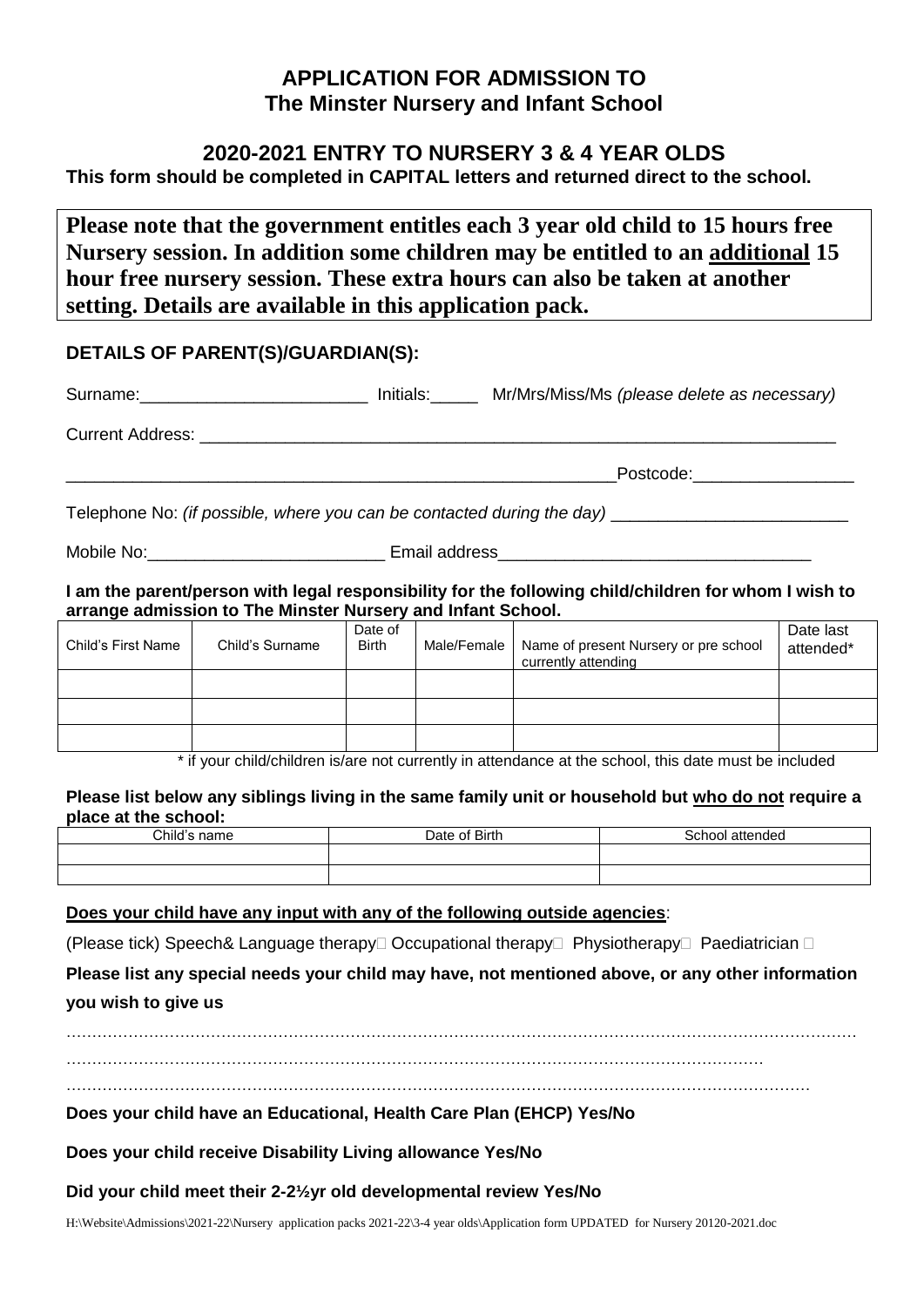# APPLICATION FOR ADMISSION TO
# The Minster Nursery and Infant School

## 2020-2021 ENTRY TO NURSERY 3 & 4 YEAR OLDS

**This form should be completed in CAPITAL letters and returned direct to the school.**

**Please note that the government entitles each 3 year old child to 15 hours free Nursery session. In addition some children may be entitled to an additional 15 hour free nursery session. These extra hours can also be taken at another setting. Details are available in this application pack.**

### DETAILS OF PARENT(S)/GUARDIAN(S):

Surname:________________________ Initials:_____ Mr/Mrs/Miss/Ms *(please delete as necessary)*

Current Address: ____________________________________________________________________

____________________________________________________________Postcode:_________________

Telephone No: *(if possible, where you can be contacted during the day)* _________________________

Mobile No:_________________________ Email address_________________________________

**I am the parent/person with legal responsibility for the following child/children for whom I wish to arrange admission to The Minster Nursery and Infant School.**

| Child's First Name | Child's Surname | Date of Birth | Male/Female | Name of present Nursery or pre school currently attending | Date last attended* |
|---|---|---|---|---|---|
| | | | | | |
| | | | | | |
| | | | | | |

\* if your child/children is/are not currently in attendance at the school, this date must be included

**Please list below any siblings living in the same family unit or household but who do not require a place at the school:**

| Child's name | Date of Birth | School attended |
|---|---|---|
| | | |
| | | |

**Does your child have any input with any of the following outside agencies**:

(Please tick) Speech& Language therapy☐ Occupational therapy☐ Physiotherapy☐ Paediatrician ☐

**Please list any special needs your child may have, not mentioned above, or any other information you wish to give us**

………………………………………………………………………………………………………………………………

………………………………………………………………………………………………………………

……………………………………………………………………………………………………………………………

**Does your child have an Educational, Health Care Plan (EHCP) Yes/No**

**Does your child receive Disability Living allowance Yes/No**

**Did your child meet their 2-2½yr old developmental review Yes/No**

H:\Website\Admissions\2021-22\Nursery application packs 2021-22\3-4 year olds\Application form UPDATED for Nursery 20120-2021.doc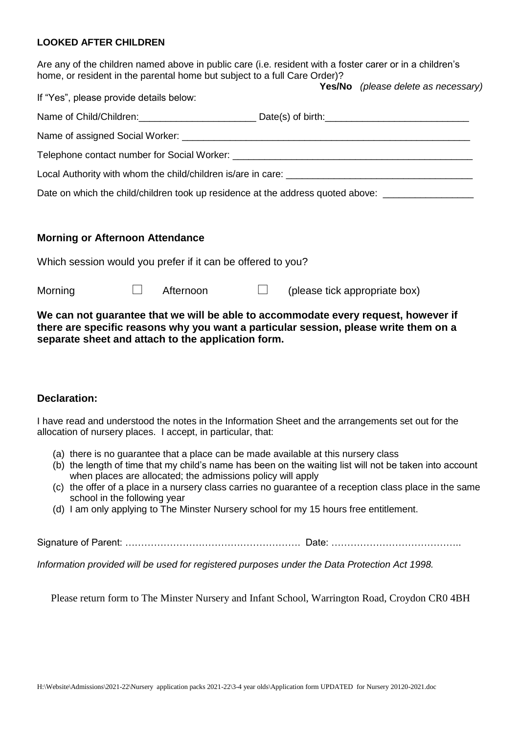**LOOKED AFTER CHILDREN**

Are any of the children named above in public care (i.e. resident with a foster carer or in a children's home, or resident in the parental home but subject to a full Care Order)?

**Yes/No** *(please delete as necessary)*

If "Yes", please provide details below:

Name of Child/Children:______________________ Date(s) of birth:___________________________

Name of assigned Social Worker: ________________________________________________________

Telephone contact number for Social Worker: ______________________________________________

Local Authority with whom the child/children is/are in care: __________________________________

Date on which the child/children took up residence at the address quoted above: ________________

### Morning or Afternoon Attendance

Which session would you prefer if it can be offered to you?

Morning ☐ Afternoon ☐ (please tick appropriate box)

**We can not guarantee that we will be able to accommodate every request, however if there are specific reasons why you want a particular session, please write them on a separate sheet and attach to the application form.**

### Declaration:

I have read and understood the notes in the Information Sheet and the arrangements set out for the allocation of nursery places. I accept, in particular, that:

(a) there is no guarantee that a place can be made available at this nursery class
(b) the length of time that my child's name has been on the waiting list will not be taken into account when places are allocated; the admissions policy will apply
(c) the offer of a place in a nursery class carries no guarantee of a reception class place in the same school in the following year
(d) I am only applying to The Minster Nursery school for my 15 hours free entitlement.

Signature of Parent: ………………………………………………. Date: …………………………………..

*Information provided will be used for registered purposes under the Data Protection Act 1998.*

Please return form to The Minster Nursery and Infant School, Warrington Road, Croydon CR0 4BH

H:\Website\Admissions\2021-22\Nursery application packs 2021-22\3-4 year olds\Application form UPDATED for Nursery 20120-2021.doc